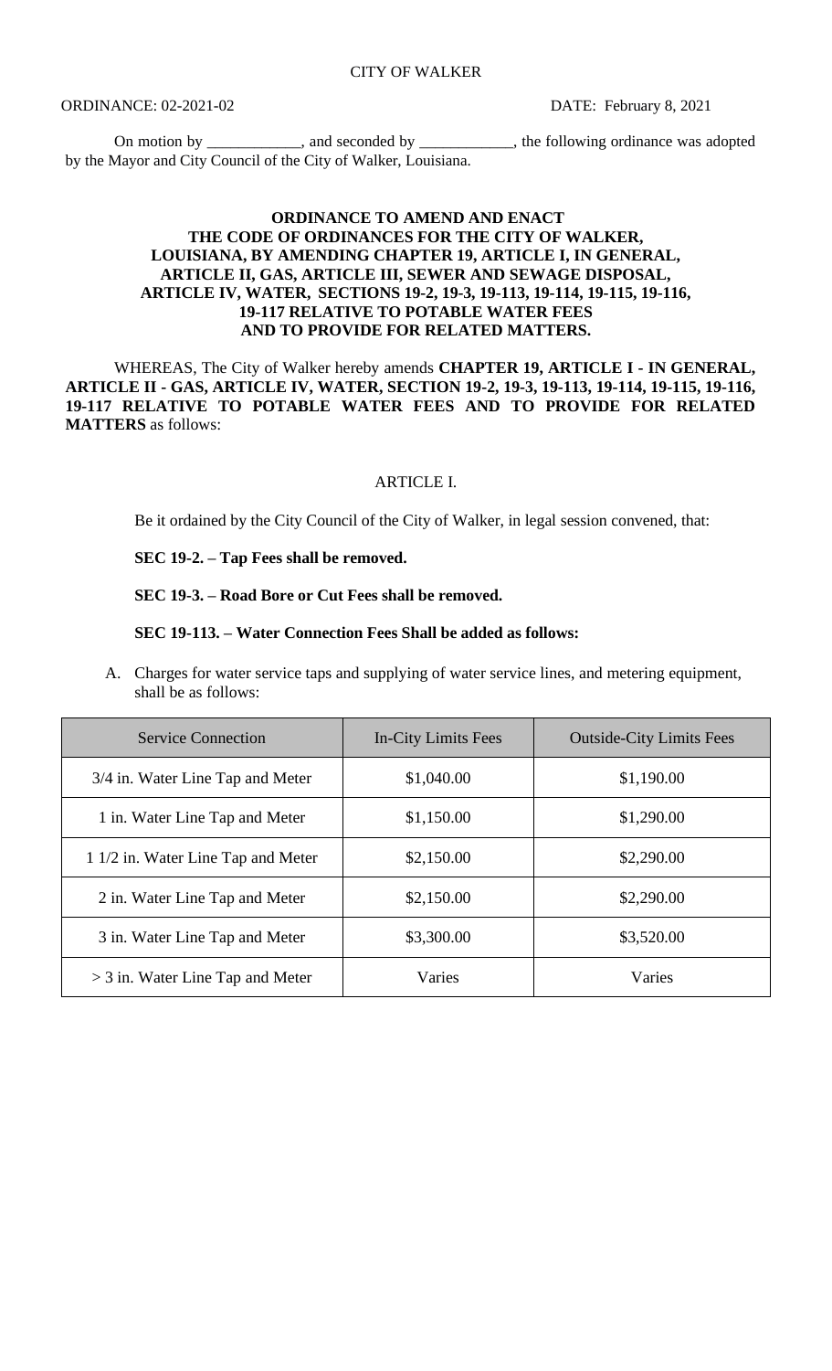CITY OF WALKER

ORDINANCE: 02-2021-02 DATE: February 8, 2021

On motion by ____________, and seconded by ____________, the following ordinance was adopted by the Mayor and City Council of the City of Walker, Louisiana.

**ORDINANCE TO AMEND AND ENACT THE CODE OF ORDINANCES FOR THE CITY OF WALKER, LOUISIANA, BY AMENDING CHAPTER 19, ARTICLE I, IN GENERAL, ARTICLE II, GAS, ARTICLE III, SEWER AND SEWAGE DISPOSAL, ARTICLE IV, WATER, SECTIONS 19-2, 19-3, 19-113, 19-114, 19-115, 19-116, 19-117 RELATIVE TO POTABLE WATER FEES AND TO PROVIDE FOR RELATED MATTERS.**

WHEREAS, The City of Walker hereby amends **CHAPTER 19, ARTICLE I - IN GENERAL, ARTICLE II - GAS, ARTICLE IV, WATER, SECTION 19-2, 19-3, 19-113, 19-114, 19-115, 19-116, 19-117 RELATIVE TO POTABLE WATER FEES AND TO PROVIDE FOR RELATED MATTERS** as follows:

ARTICLE I.

Be it ordained by the City Council of the City of Walker, in legal session convened, that:

**SEC 19-2. – Tap Fees shall be removed.**

**SEC 19-3. – Road Bore or Cut Fees shall be removed.**

**SEC 19-113. – Water Connection Fees Shall be added as follows:**

A. Charges for water service taps and supplying of water service lines, and metering equipment, shall be as follows:

| Service Connection | In-City Limits Fees | Outside-City Limits Fees |
|---|---|---|
| 3/4 in. Water Line Tap and Meter | $1,040.00 | $1,190.00 |
| 1 in. Water Line Tap and Meter | $1,150.00 | $1,290.00 |
| 1 1/2 in. Water Line Tap and Meter | $2,150.00 | $2,290.00 |
| 2 in. Water Line Tap and Meter | $2,150.00 | $2,290.00 |
| 3 in. Water Line Tap and Meter | $3,300.00 | $3,520.00 |
| > 3 in. Water Line Tap and Meter | Varies | Varies |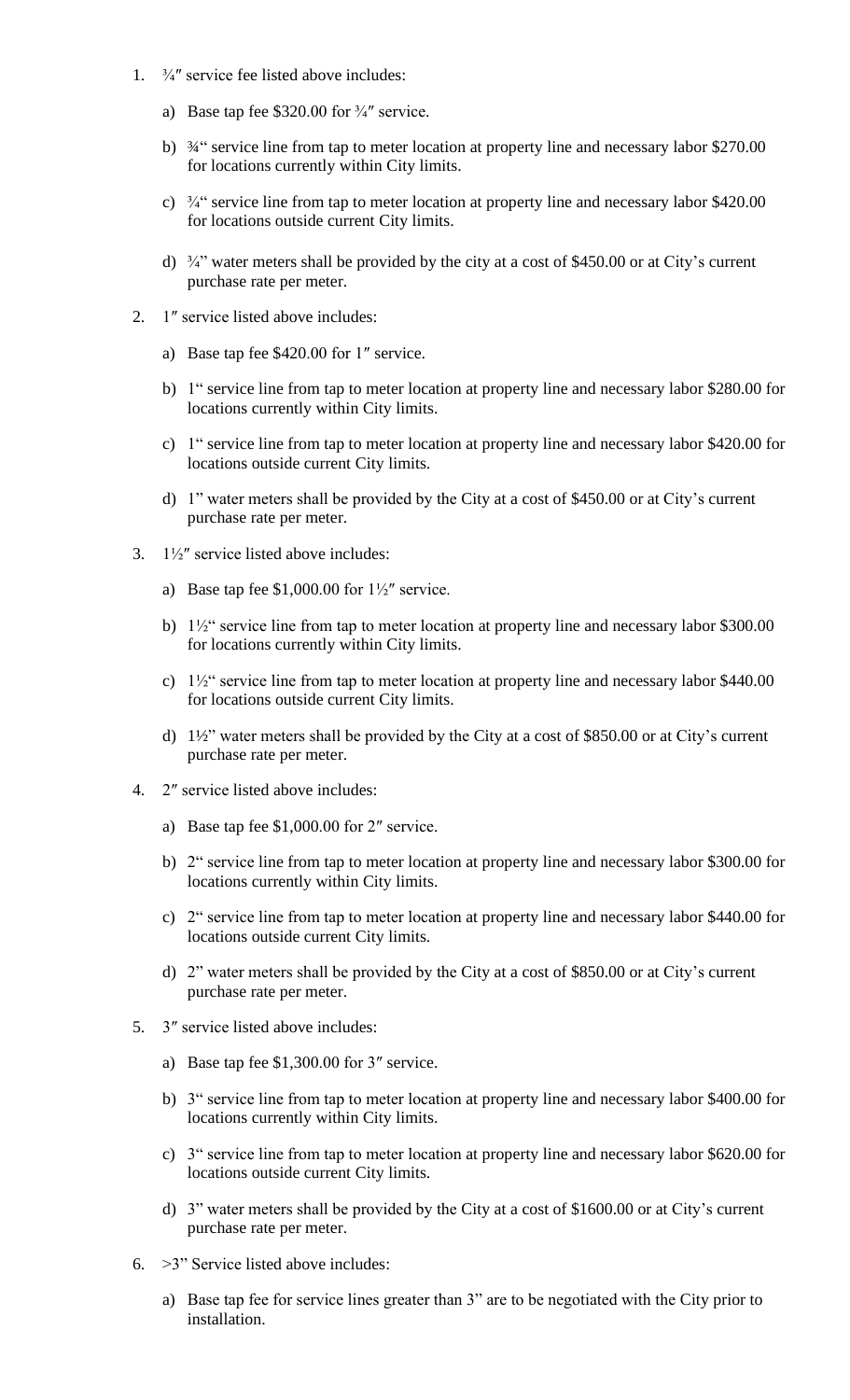1. ¾″ service fee listed above includes:

   a) Base tap fee $320.00 for ¾″ service.

   b) ¾" service line from tap to meter location at property line and necessary labor $270.00 for locations currently within City limits.

   c) ¾" service line from tap to meter location at property line and necessary labor $420.00 for locations outside current City limits.

   d) ¾" water meters shall be provided by the city at a cost of $450.00 or at City's current purchase rate per meter.

2. 1″ service listed above includes:

   a) Base tap fee $420.00 for 1″ service.

   b) 1" service line from tap to meter location at property line and necessary labor $280.00 for locations currently within City limits.

   c) 1" service line from tap to meter location at property line and necessary labor $420.00 for locations outside current City limits.

   d) 1" water meters shall be provided by the City at a cost of $450.00 or at City's current purchase rate per meter.

3. 1½″ service listed above includes:

   a) Base tap fee $1,000.00 for 1½″ service.

   b) 1½" service line from tap to meter location at property line and necessary labor $300.00 for locations currently within City limits.

   c) 1½" service line from tap to meter location at property line and necessary labor $440.00 for locations outside current City limits.

   d) 1½" water meters shall be provided by the City at a cost of $850.00 or at City's current purchase rate per meter.

4. 2″ service listed above includes:

   a) Base tap fee $1,000.00 for 2″ service.

   b) 2" service line from tap to meter location at property line and necessary labor $300.00 for locations currently within City limits.

   c) 2" service line from tap to meter location at property line and necessary labor $440.00 for locations outside current City limits.

   d) 2" water meters shall be provided by the City at a cost of $850.00 or at City's current purchase rate per meter.

5. 3″ service listed above includes:

   a) Base tap fee $1,300.00 for 3″ service.

   b) 3" service line from tap to meter location at property line and necessary labor $400.00 for locations currently within City limits.

   c) 3" service line from tap to meter location at property line and necessary labor $620.00 for locations outside current City limits.

   d) 3" water meters shall be provided by the City at a cost of $1600.00 or at City's current purchase rate per meter.

6. >3" Service listed above includes:

   a) Base tap fee for service lines greater than 3" are to be negotiated with the City prior to installation.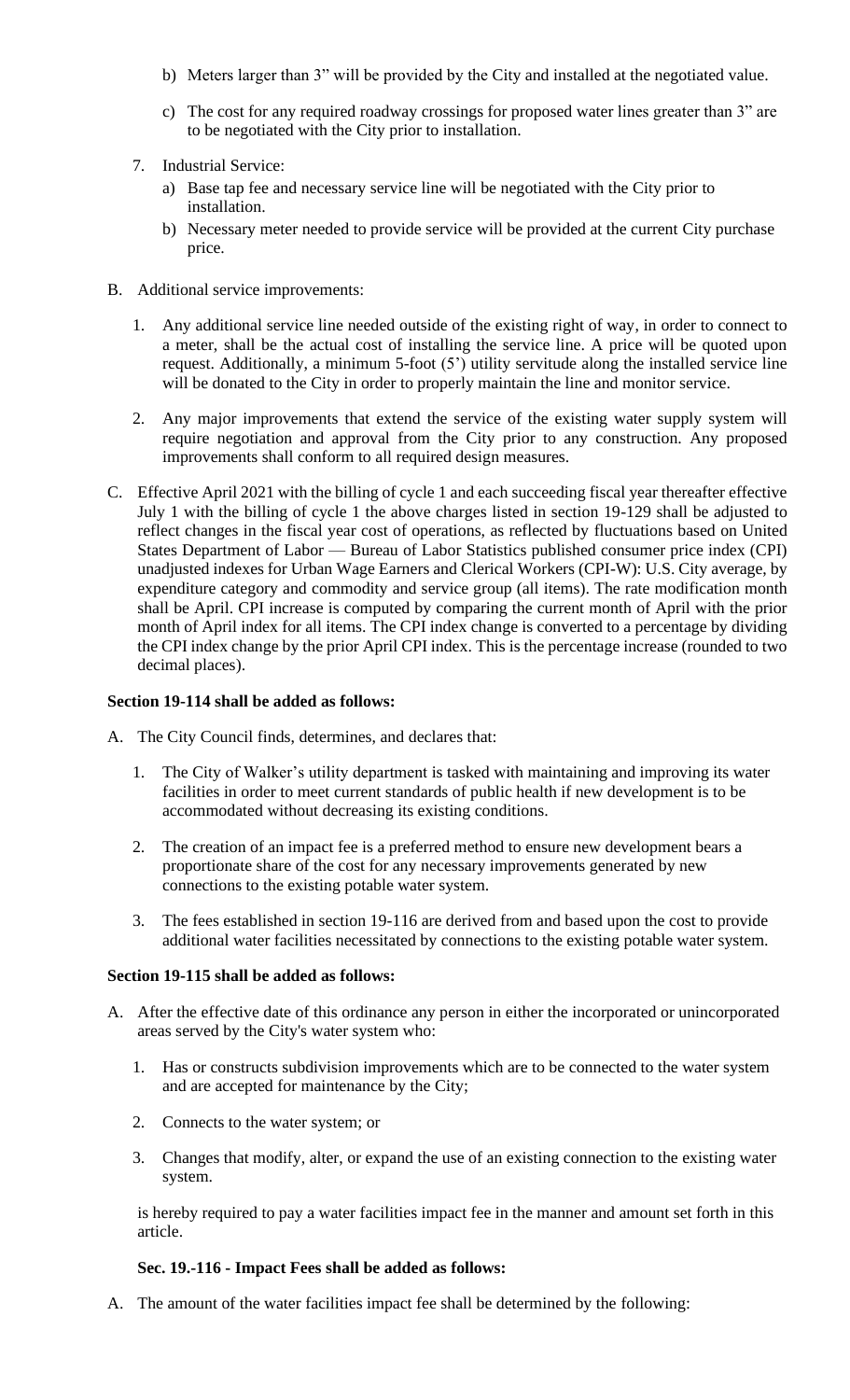b) Meters larger than 3" will be provided by the City and installed at the negotiated value.

c) The cost for any required roadway crossings for proposed water lines greater than 3" are to be negotiated with the City prior to installation.

7. Industrial Service:

   a) Base tap fee and necessary service line will be negotiated with the City prior to installation.

   b) Necessary meter needed to provide service will be provided at the current City purchase price.

B. Additional service improvements:

   1. Any additional service line needed outside of the existing right of way, in order to connect to a meter, shall be the actual cost of installing the service line. A price will be quoted upon request. Additionally, a minimum 5-foot (5') utility servitude along the installed service line will be donated to the City in order to properly maintain the line and monitor service.

   2. Any major improvements that extend the service of the existing water supply system will require negotiation and approval from the City prior to any construction. Any proposed improvements shall conform to all required design measures.

C. Effective April 2021 with the billing of cycle 1 and each succeeding fiscal year thereafter effective July 1 with the billing of cycle 1 the above charges listed in section 19-129 shall be adjusted to reflect changes in the fiscal year cost of operations, as reflected by fluctuations based on United States Department of Labor — Bureau of Labor Statistics published consumer price index (CPI) unadjusted indexes for Urban Wage Earners and Clerical Workers (CPI-W): U.S. City average, by expenditure category and commodity and service group (all items). The rate modification month shall be April. CPI increase is computed by comparing the current month of April with the prior month of April index for all items. The CPI index change is converted to a percentage by dividing the CPI index change by the prior April CPI index. This is the percentage increase (rounded to two decimal places).

**Section 19-114 shall be added as follows:**

A. The City Council finds, determines, and declares that:

   1. The City of Walker's utility department is tasked with maintaining and improving its water facilities in order to meet current standards of public health if new development is to be accommodated without decreasing its existing conditions.

   2. The creation of an impact fee is a preferred method to ensure new development bears a proportionate share of the cost for any necessary improvements generated by new connections to the existing potable water system.

   3. The fees established in section 19-116 are derived from and based upon the cost to provide additional water facilities necessitated by connections to the existing potable water system.

**Section 19-115 shall be added as follows:**

A. After the effective date of this ordinance any person in either the incorporated or unincorporated areas served by the City's water system who:

   1. Has or constructs subdivision improvements which are to be connected to the water system and are accepted for maintenance by the City;

   2. Connects to the water system; or

   3. Changes that modify, alter, or expand the use of an existing connection to the existing water system.

   is hereby required to pay a water facilities impact fee in the manner and amount set forth in this article.

**Sec. 19.-116 - Impact Fees shall be added as follows:**

A. The amount of the water facilities impact fee shall be determined by the following: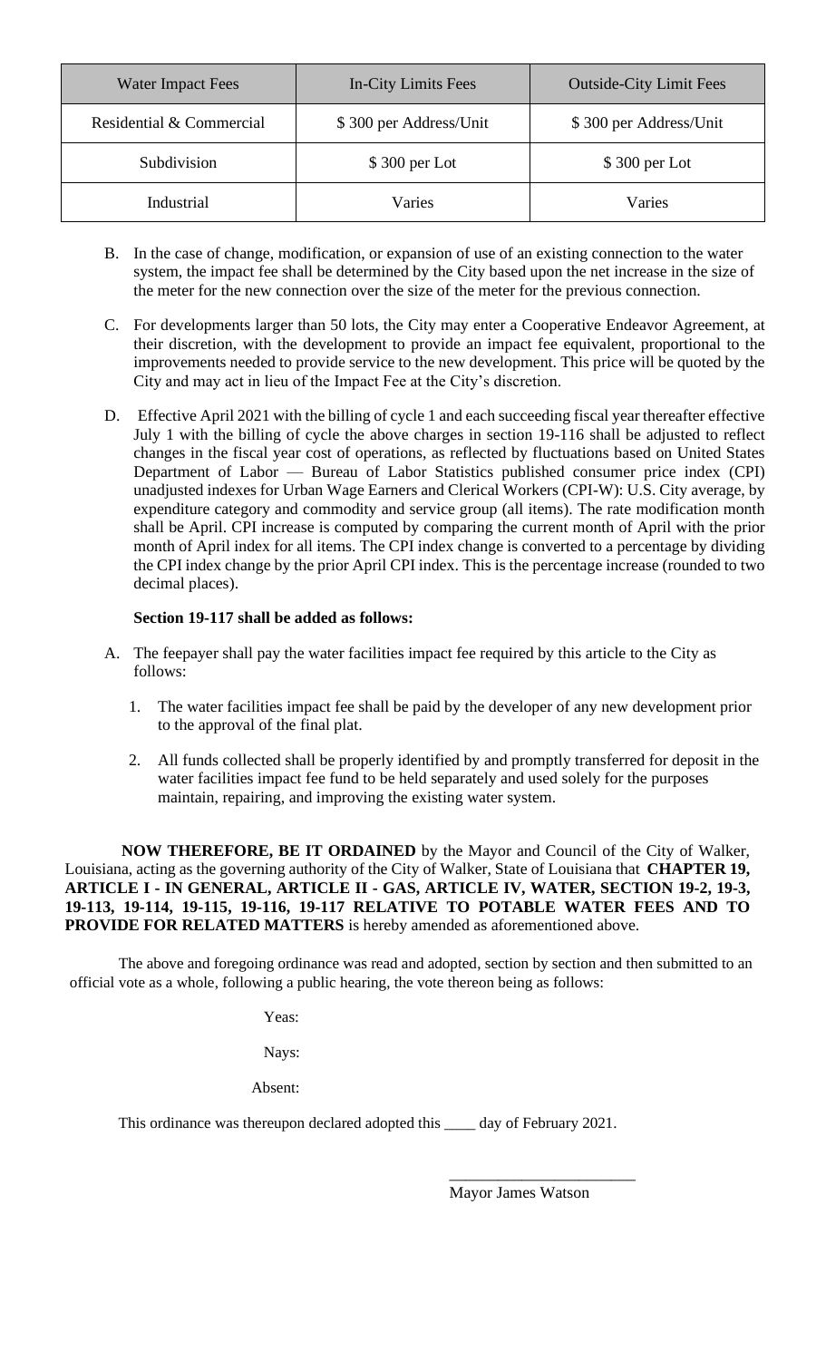| Water Impact Fees | In-City Limits Fees | Outside-City Limit Fees |
|---|---|---|
| Residential & Commercial | $ 300 per Address/Unit | $ 300 per Address/Unit |
| Subdivision | $ 300 per Lot | $ 300 per Lot |
| Industrial | Varies | Varies |

B. In the case of change, modification, or expansion of use of an existing connection to the water system, the impact fee shall be determined by the City based upon the net increase in the size of the meter for the new connection over the size of the meter for the previous connection.

C. For developments larger than 50 lots, the City may enter a Cooperative Endeavor Agreement, at their discretion, with the development to provide an impact fee equivalent, proportional to the improvements needed to provide service to the new development. This price will be quoted by the City and may act in lieu of the Impact Fee at the City's discretion.

D. Effective April 2021 with the billing of cycle 1 and each succeeding fiscal year thereafter effective July 1 with the billing of cycle the above charges in section 19-116 shall be adjusted to reflect changes in the fiscal year cost of operations, as reflected by fluctuations based on United States Department of Labor — Bureau of Labor Statistics published consumer price index (CPI) unadjusted indexes for Urban Wage Earners and Clerical Workers (CPI-W): U.S. City average, by expenditure category and commodity and service group (all items). The rate modification month shall be April. CPI increase is computed by comparing the current month of April with the prior month of April index for all items. The CPI index change is converted to a percentage by dividing the CPI index change by the prior April CPI index. This is the percentage increase (rounded to two decimal places).

**Section 19-117 shall be added as follows:**

A. The feepayer shall pay the water facilities impact fee required by this article to the City as follows:

1. The water facilities impact fee shall be paid by the developer of any new development prior to the approval of the final plat.

2. All funds collected shall be properly identified by and promptly transferred for deposit in the water facilities impact fee fund to be held separately and used solely for the purposes maintain, repairing, and improving the existing water system.

**NOW THEREFORE, BE IT ORDAINED** by the Mayor and Council of the City of Walker, Louisiana, acting as the governing authority of the City of Walker, State of Louisiana that **CHAPTER 19, ARTICLE I - IN GENERAL, ARTICLE II - GAS, ARTICLE IV, WATER, SECTION 19-2, 19-3, 19-113, 19-114, 19-115, 19-116, 19-117 RELATIVE TO POTABLE WATER FEES AND TO PROVIDE FOR RELATED MATTERS** is hereby amended as aforementioned above.

The above and foregoing ordinance was read and adopted, section by section and then submitted to an official vote as a whole, following a public hearing, the vote thereon being as follows:

Yeas:

Nays:

Absent:

This ordinance was thereupon declared adopted this \_\_\_\_ day of February 2021.

\_\_\_\_\_\_\_\_\_\_\_\_\_\_\_\_\_\_\_\_\_\_\_

Mayor James Watson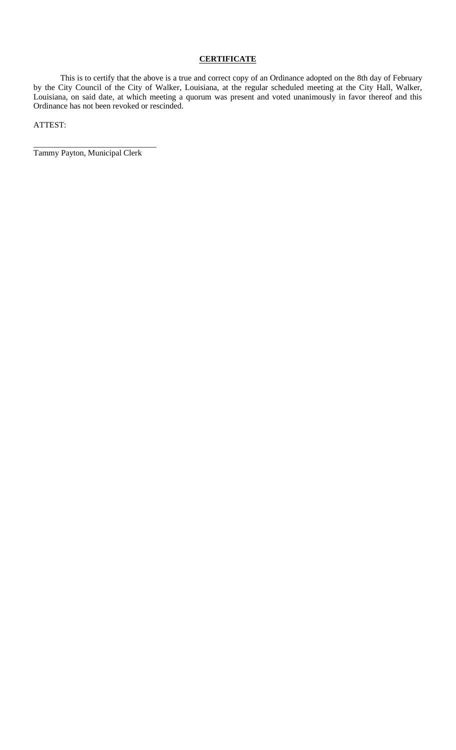## **CERTIFICATE**

This is to certify that the above is a true and correct copy of an Ordinance adopted on the 8th day of February by the City Council of the City of Walker, Louisiana, at the regular scheduled meeting at the City Hall, Walker, Louisiana, on said date, at which meeting a quorum was present and voted unanimously in favor thereof and this Ordinance has not been revoked or rescinded.

ATTEST:

______________________________

Tammy Payton, Municipal Clerk